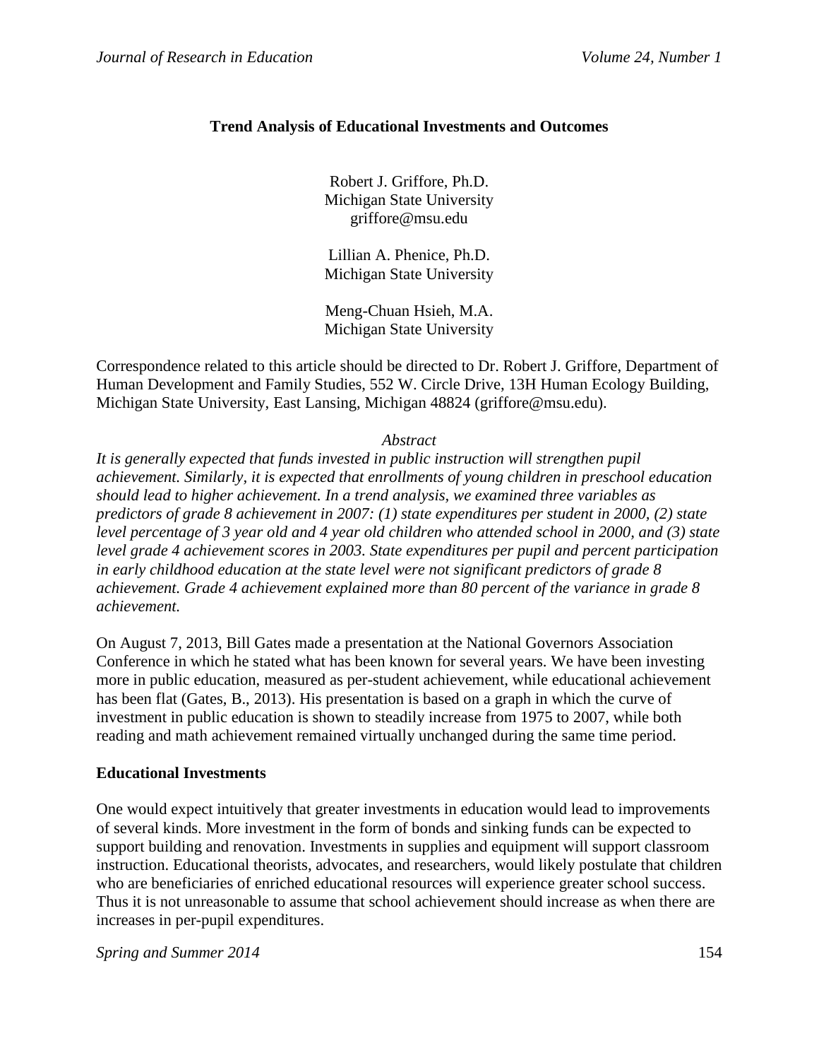# Trend Analysis of Educational Investments and Outcomes

Robert J. Griffore, Ph.D.
Michigan State University
griffore@msu.edu

Lillian A. Phenice, Ph.D.
Michigan State University

Meng-Chuan Hsieh, M.A.
Michigan State University

Correspondence related to this article should be directed to Dr. Robert J. Griffore, Department of Human Development and Family Studies, 552 W. Circle Drive, 13H Human Ecology Building, Michigan State University, East Lansing, Michigan 48824 (griffore@msu.edu).

*Abstract*

*It is generally expected that funds invested in public instruction will strengthen pupil achievement. Similarly, it is expected that enrollments of young children in preschool education should lead to higher achievement. In a trend analysis, we examined three variables as predictors of grade 8 achievement in 2007: (1) state expenditures per student in 2000, (2) state level percentage of 3 year old and 4 year old children who attended school in 2000, and (3) state level grade 4 achievement scores in 2003. State expenditures per pupil and percent participation in early childhood education at the state level were not significant predictors of grade 8 achievement. Grade 4 achievement explained more than 80 percent of the variance in grade 8 achievement.*

On August 7, 2013, Bill Gates made a presentation at the National Governors Association Conference in which he stated what has been known for several years. We have been investing more in public education, measured as per-student achievement, while educational achievement has been flat (Gates, B., 2013). His presentation is based on a graph in which the curve of investment in public education is shown to steadily increase from 1975 to 2007, while both reading and math achievement remained virtually unchanged during the same time period.

## Educational Investments

One would expect intuitively that greater investments in education would lead to improvements of several kinds. More investment in the form of bonds and sinking funds can be expected to support building and renovation. Investments in supplies and equipment will support classroom instruction. Educational theorists, advocates, and researchers, would likely postulate that children who are beneficiaries of enriched educational resources will experience greater school success. Thus it is not unreasonable to assume that school achievement should increase as when there are increases in per-pupil expenditures.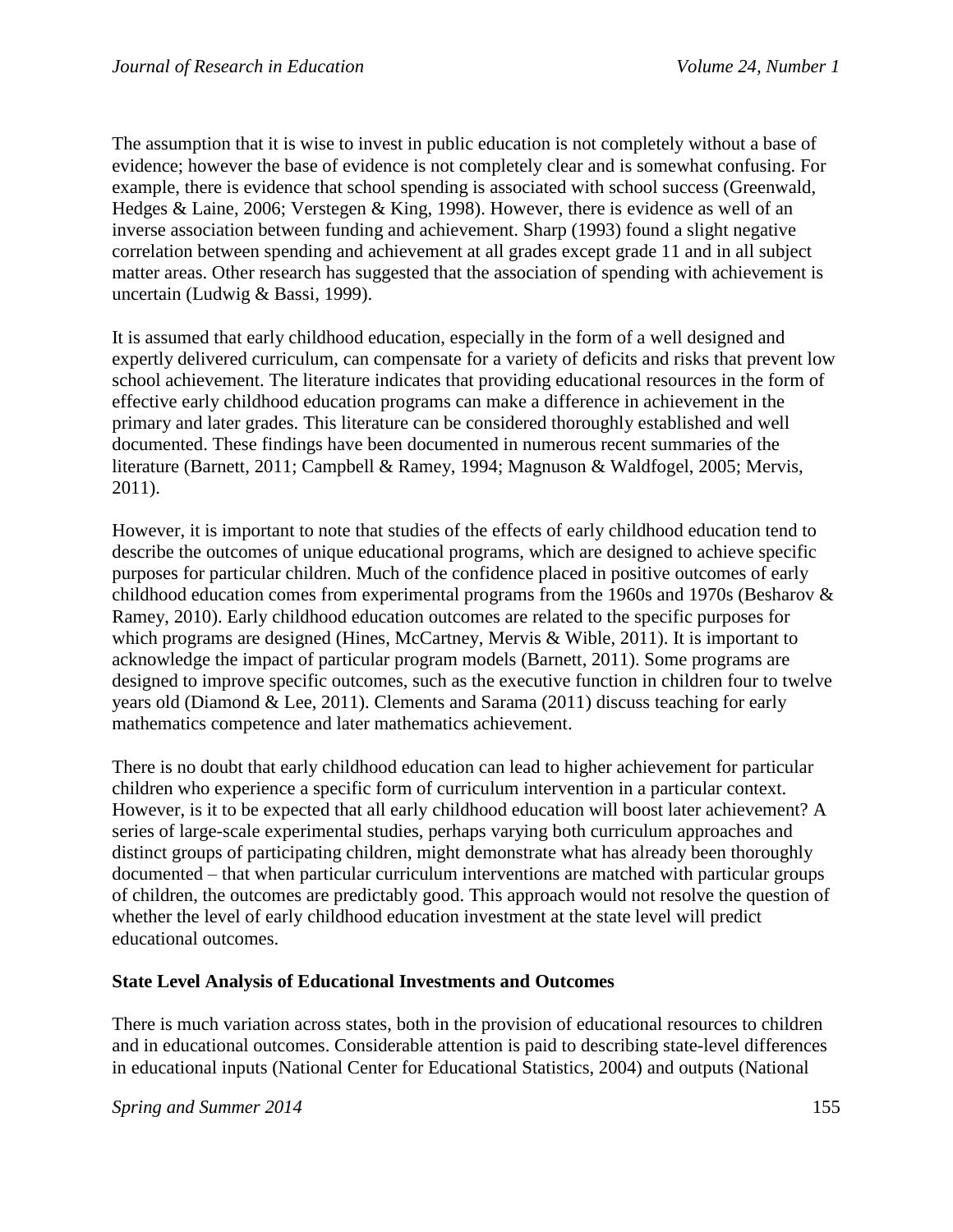The assumption that it is wise to invest in public education is not completely without a base of evidence; however the base of evidence is not completely clear and is somewhat confusing. For example, there is evidence that school spending is associated with school success (Greenwald, Hedges & Laine, 2006; Verstegen & King, 1998). However, there is evidence as well of an inverse association between funding and achievement. Sharp (1993) found a slight negative correlation between spending and achievement at all grades except grade 11 and in all subject matter areas. Other research has suggested that the association of spending with achievement is uncertain (Ludwig & Bassi, 1999).

It is assumed that early childhood education, especially in the form of a well designed and expertly delivered curriculum, can compensate for a variety of deficits and risks that prevent low school achievement. The literature indicates that providing educational resources in the form of effective early childhood education programs can make a difference in achievement in the primary and later grades. This literature can be considered thoroughly established and well documented. These findings have been documented in numerous recent summaries of the literature (Barnett, 2011; Campbell & Ramey, 1994; Magnuson & Waldfogel, 2005; Mervis, 2011).

However, it is important to note that studies of the effects of early childhood education tend to describe the outcomes of unique educational programs, which are designed to achieve specific purposes for particular children. Much of the confidence placed in positive outcomes of early childhood education comes from experimental programs from the 1960s and 1970s (Besharov & Ramey, 2010). Early childhood education outcomes are related to the specific purposes for which programs are designed (Hines, McCartney, Mervis & Wible, 2011). It is important to acknowledge the impact of particular program models (Barnett, 2011). Some programs are designed to improve specific outcomes, such as the executive function in children four to twelve years old (Diamond & Lee, 2011). Clements and Sarama (2011) discuss teaching for early mathematics competence and later mathematics achievement.

There is no doubt that early childhood education can lead to higher achievement for particular children who experience a specific form of curriculum intervention in a particular context. However, is it to be expected that all early childhood education will boost later achievement? A series of large-scale experimental studies, perhaps varying both curriculum approaches and distinct groups of participating children, might demonstrate what has already been thoroughly documented – that when particular curriculum interventions are matched with particular groups of children, the outcomes are predictably good. This approach would not resolve the question of whether the level of early childhood education investment at the state level will predict educational outcomes.

**State Level Analysis of Educational Investments and Outcomes**

There is much variation across states, both in the provision of educational resources to children and in educational outcomes. Considerable attention is paid to describing state-level differences in educational inputs (National Center for Educational Statistics, 2004) and outputs (National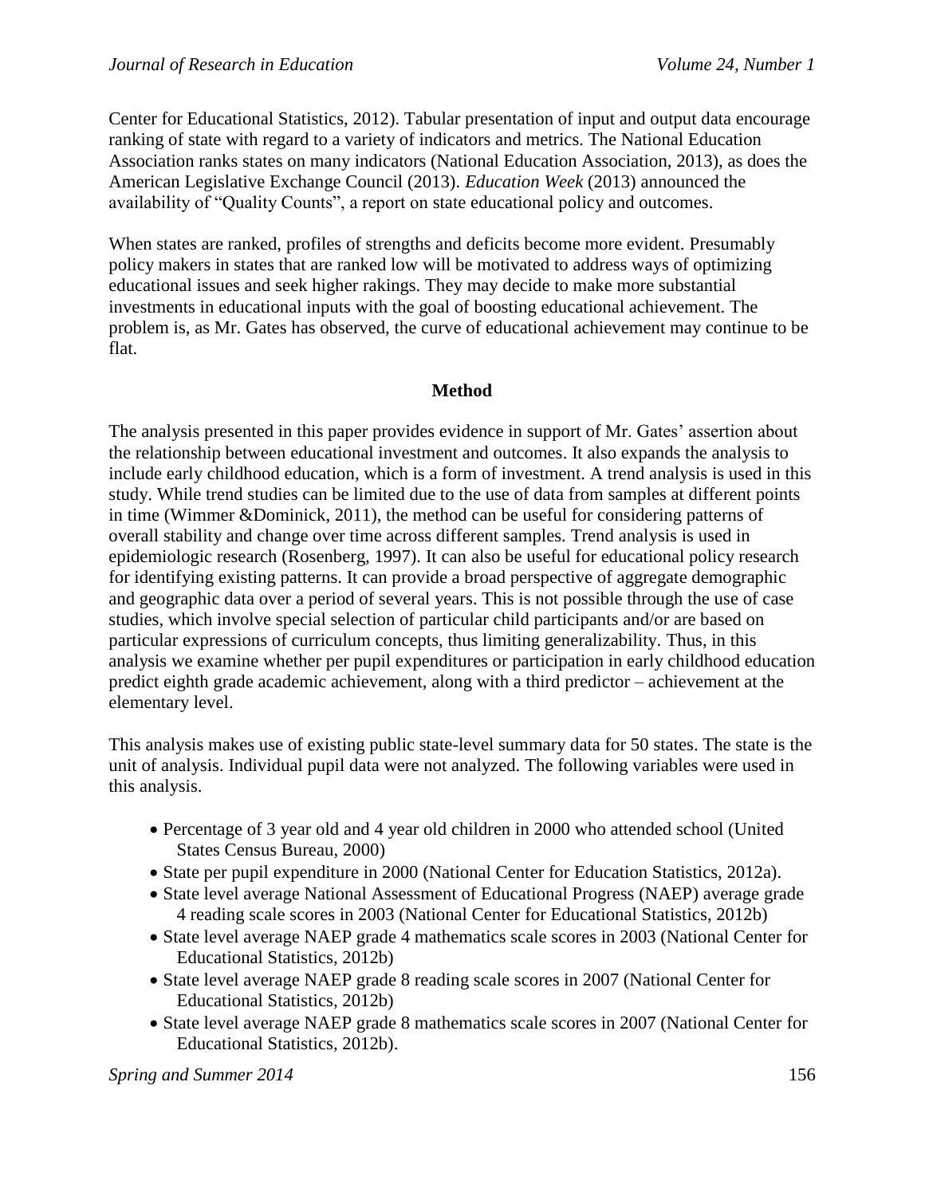Center for Educational Statistics, 2012). Tabular presentation of input and output data encourage ranking of state with regard to a variety of indicators and metrics. The National Education Association ranks states on many indicators (National Education Association, 2013), as does the American Legislative Exchange Council (2013). *Education Week* (2013) announced the availability of "Quality Counts", a report on state educational policy and outcomes.

When states are ranked, profiles of strengths and deficits become more evident. Presumably policy makers in states that are ranked low will be motivated to address ways of optimizing educational issues and seek higher rakings. They may decide to make more substantial investments in educational inputs with the goal of boosting educational achievement. The problem is, as Mr. Gates has observed, the curve of educational achievement may continue to be flat.

## Method

The analysis presented in this paper provides evidence in support of Mr. Gates' assertion about the relationship between educational investment and outcomes. It also expands the analysis to include early childhood education, which is a form of investment. A trend analysis is used in this study. While trend studies can be limited due to the use of data from samples at different points in time (Wimmer &Dominick, 2011), the method can be useful for considering patterns of overall stability and change over time across different samples. Trend analysis is used in epidemiologic research (Rosenberg, 1997). It can also be useful for educational policy research for identifying existing patterns. It can provide a broad perspective of aggregate demographic and geographic data over a period of several years. This is not possible through the use of case studies, which involve special selection of particular child participants and/or are based on particular expressions of curriculum concepts, thus limiting generalizability. Thus, in this analysis we examine whether per pupil expenditures or participation in early childhood education predict eighth grade academic achievement, along with a third predictor – achievement at the elementary level.

This analysis makes use of existing public state-level summary data for 50 states. The state is the unit of analysis. Individual pupil data were not analyzed. The following variables were used in this analysis.

- Percentage of 3 year old and 4 year old children in 2000 who attended school (United States Census Bureau, 2000)
- State per pupil expenditure in 2000 (National Center for Education Statistics, 2012a).
- State level average National Assessment of Educational Progress (NAEP) average grade 4 reading scale scores in 2003 (National Center for Educational Statistics, 2012b)
- State level average NAEP grade 4 mathematics scale scores in 2003 (National Center for Educational Statistics, 2012b)
- State level average NAEP grade 8 reading scale scores in 2007 (National Center for Educational Statistics, 2012b)
- State level average NAEP grade 8 mathematics scale scores in 2007 (National Center for Educational Statistics, 2012b).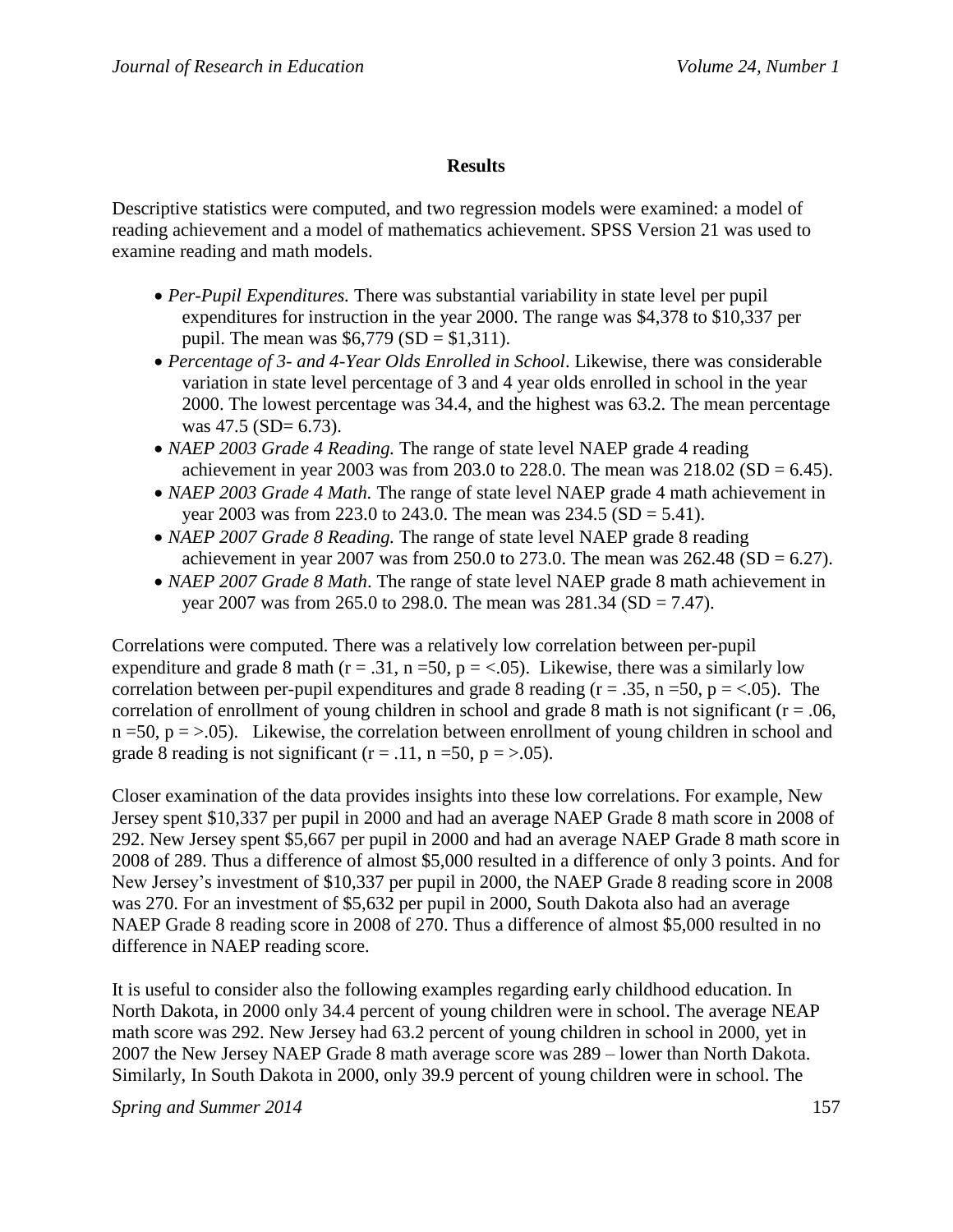**Results**

Descriptive statistics were computed, and two regression models were examined: a model of reading achievement and a model of mathematics achievement. SPSS Version 21 was used to examine reading and math models.

- *Per-Pupil Expenditures.* There was substantial variability in state level per pupil expenditures for instruction in the year 2000. The range was $4,378 to $10,337 per pupil. The mean was $6,779 (SD = $1,311).
- *Percentage of 3- and 4-Year Olds Enrolled in School*. Likewise, there was considerable variation in state level percentage of 3 and 4 year olds enrolled in school in the year 2000. The lowest percentage was 34.4, and the highest was 63.2. The mean percentage was 47.5 (SD= 6.73).
- *NAEP 2003 Grade 4 Reading.* The range of state level NAEP grade 4 reading achievement in year 2003 was from 203.0 to 228.0. The mean was 218.02 (SD = 6.45).
- *NAEP 2003 Grade 4 Math.* The range of state level NAEP grade 4 math achievement in year 2003 was from 223.0 to 243.0. The mean was 234.5 (SD = 5.41).
- *NAEP 2007 Grade 8 Reading.* The range of state level NAEP grade 8 reading achievement in year 2007 was from 250.0 to 273.0. The mean was 262.48 (SD = 6.27).
- *NAEP 2007 Grade 8 Math*. The range of state level NAEP grade 8 math achievement in year 2007 was from 265.0 to 298.0. The mean was 281.34 (SD = 7.47).

Correlations were computed. There was a relatively low correlation between per-pupil expenditure and grade 8 math ($r = .31$, $n = 50$, $p = <.05$). Likewise, there was a similarly low correlation between per-pupil expenditures and grade 8 reading ($r = .35$, $n = 50$, $p = <.05$). The correlation of enrollment of young children in school and grade 8 math is not significant ($r = .06$, $n = 50$, $p = >.05$). Likewise, the correlation between enrollment of young children in school and grade 8 reading is not significant ($r = .11$, $n = 50$, $p = >.05$).

Closer examination of the data provides insights into these low correlations. For example, New Jersey spent $10,337 per pupil in 2000 and had an average NAEP Grade 8 math score in 2008 of 292. New Jersey spent $5,667 per pupil in 2000 and had an average NAEP Grade 8 math score in 2008 of 289. Thus a difference of almost $5,000 resulted in a difference of only 3 points. And for New Jersey's investment of $10,337 per pupil in 2000, the NAEP Grade 8 reading score in 2008 was 270. For an investment of $5,632 per pupil in 2000, South Dakota also had an average NAEP Grade 8 reading score in 2008 of 270. Thus a difference of almost $5,000 resulted in no difference in NAEP reading score.

It is useful to consider also the following examples regarding early childhood education. In North Dakota, in 2000 only 34.4 percent of young children were in school. The average NEAP math score was 292. New Jersey had 63.2 percent of young children in school in 2000, yet in 2007 the New Jersey NAEP Grade 8 math average score was 289 – lower than North Dakota. Similarly, In South Dakota in 2000, only 39.9 percent of young children were in school. The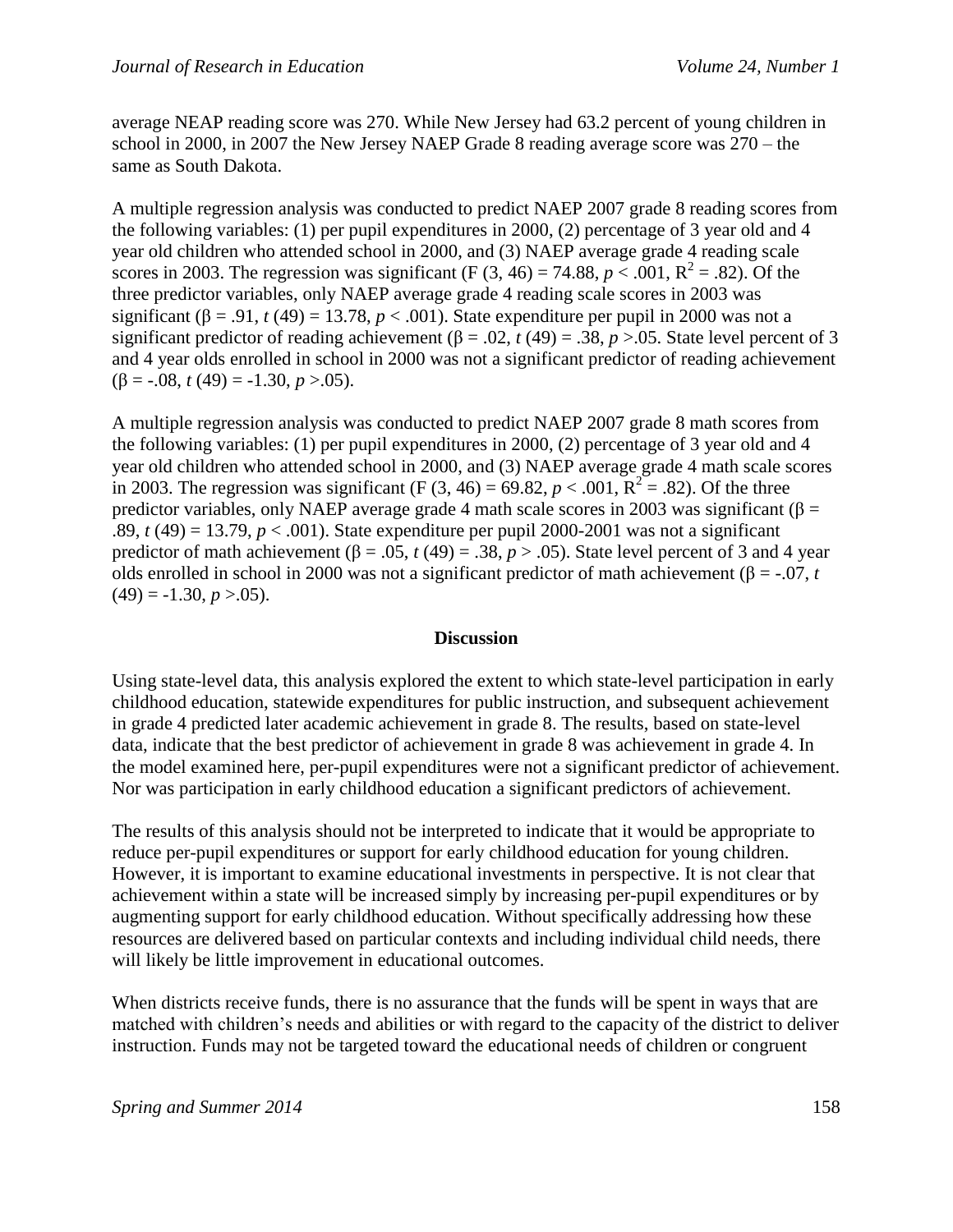average NEAP reading score was 270. While New Jersey had 63.2 percent of young children in school in 2000, in 2007 the New Jersey NAEP Grade 8 reading average score was 270 – the same as South Dakota.

A multiple regression analysis was conducted to predict NAEP 2007 grade 8 reading scores from the following variables: (1) per pupil expenditures in 2000, (2) percentage of 3 year old and 4 year old children who attended school in 2000, and (3) NAEP average grade 4 reading scale scores in 2003. The regression was significant ($F\ (3, 46) = 74.88$, $p < .001$, $R^2 = .82$). Of the three predictor variables, only NAEP average grade 4 reading scale scores in 2003 was significant ($\beta = .91$, $t\ (49) = 13.78$, $p < .001$). State expenditure per pupil in 2000 was not a significant predictor of reading achievement ($\beta = .02$, $t\ (49) = .38$, $p > .05$. State level percent of 3 and 4 year olds enrolled in school in 2000 was not a significant predictor of reading achievement ($\beta = -.08$, $t\ (49) = -1.30$, $p > .05$).

A multiple regression analysis was conducted to predict NAEP 2007 grade 8 math scores from the following variables: (1) per pupil expenditures in 2000, (2) percentage of 3 year old and 4 year old children who attended school in 2000, and (3) NAEP average grade 4 math scale scores in 2003. The regression was significant ($F\ (3, 46) = 69.82$, $p < .001$, $R^2 = .82$). Of the three predictor variables, only NAEP average grade 4 math scale scores in 2003 was significant ($\beta = .89$, $t\ (49) = 13.79$, $p < .001$). State expenditure per pupil 2000-2001 was not a significant predictor of math achievement ($\beta = .05$, $t\ (49) = .38$, $p > .05$). State level percent of 3 and 4 year olds enrolled in school in 2000 was not a significant predictor of math achievement ($\beta = -.07$, $t\ (49) = -1.30$, $p > .05$).

## Discussion

Using state-level data, this analysis explored the extent to which state-level participation in early childhood education, statewide expenditures for public instruction, and subsequent achievement in grade 4 predicted later academic achievement in grade 8. The results, based on state-level data, indicate that the best predictor of achievement in grade 8 was achievement in grade 4. In the model examined here, per-pupil expenditures were not a significant predictor of achievement. Nor was participation in early childhood education a significant predictors of achievement.

The results of this analysis should not be interpreted to indicate that it would be appropriate to reduce per-pupil expenditures or support for early childhood education for young children. However, it is important to examine educational investments in perspective. It is not clear that achievement within a state will be increased simply by increasing per-pupil expenditures or by augmenting support for early childhood education. Without specifically addressing how these resources are delivered based on particular contexts and including individual child needs, there will likely be little improvement in educational outcomes.

When districts receive funds, there is no assurance that the funds will be spent in ways that are matched with children's needs and abilities or with regard to the capacity of the district to deliver instruction. Funds may not be targeted toward the educational needs of children or congruent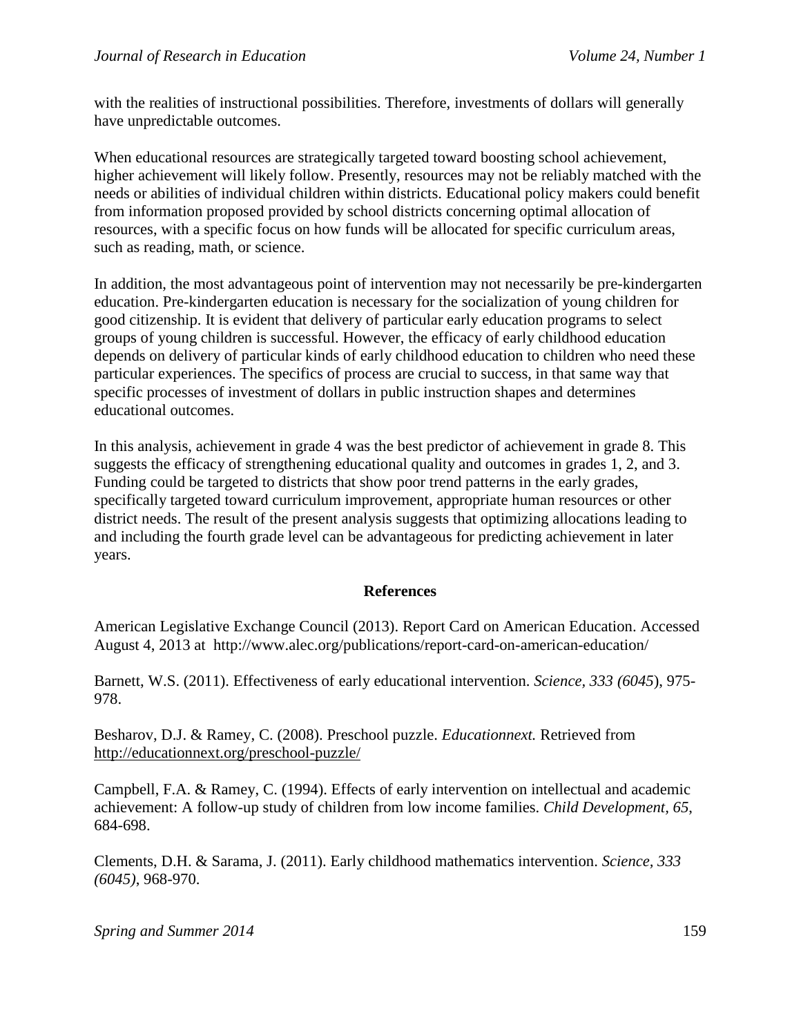with the realities of instructional possibilities. Therefore, investments of dollars will generally have unpredictable outcomes.

When educational resources are strategically targeted toward boosting school achievement, higher achievement will likely follow. Presently, resources may not be reliably matched with the needs or abilities of individual children within districts. Educational policy makers could benefit from information proposed provided by school districts concerning optimal allocation of resources, with a specific focus on how funds will be allocated for specific curriculum areas, such as reading, math, or science.

In addition, the most advantageous point of intervention may not necessarily be pre-kindergarten education. Pre-kindergarten education is necessary for the socialization of young children for good citizenship. It is evident that delivery of particular early education programs to select groups of young children is successful. However, the efficacy of early childhood education depends on delivery of particular kinds of early childhood education to children who need these particular experiences. The specifics of process are crucial to success, in that same way that specific processes of investment of dollars in public instruction shapes and determines educational outcomes.

In this analysis, achievement in grade 4 was the best predictor of achievement in grade 8. This suggests the efficacy of strengthening educational quality and outcomes in grades 1, 2, and 3. Funding could be targeted to districts that show poor trend patterns in the early grades, specifically targeted toward curriculum improvement, appropriate human resources or other district needs. The result of the present analysis suggests that optimizing allocations leading to and including the fourth grade level can be advantageous for predicting achievement in later years.

## References

American Legislative Exchange Council (2013). Report Card on American Education. Accessed August 4, 2013 at http://www.alec.org/publications/report-card-on-american-education/

Barnett, W.S. (2011). Effectiveness of early educational intervention. *Science*, *333 (6045*), 975-978.

Besharov, D.J. & Ramey, C. (2008). Preschool puzzle. *Educationnext.* Retrieved from http://educationnext.org/preschool-puzzle/

Campbell, F.A. & Ramey, C. (1994). Effects of early intervention on intellectual and academic achievement: A follow-up study of children from low income families. *Child Development, 65*, 684-698.

Clements, D.H. & Sarama, J. (2011). Early childhood mathematics intervention. *Science, 333 (6045)*, 968-970.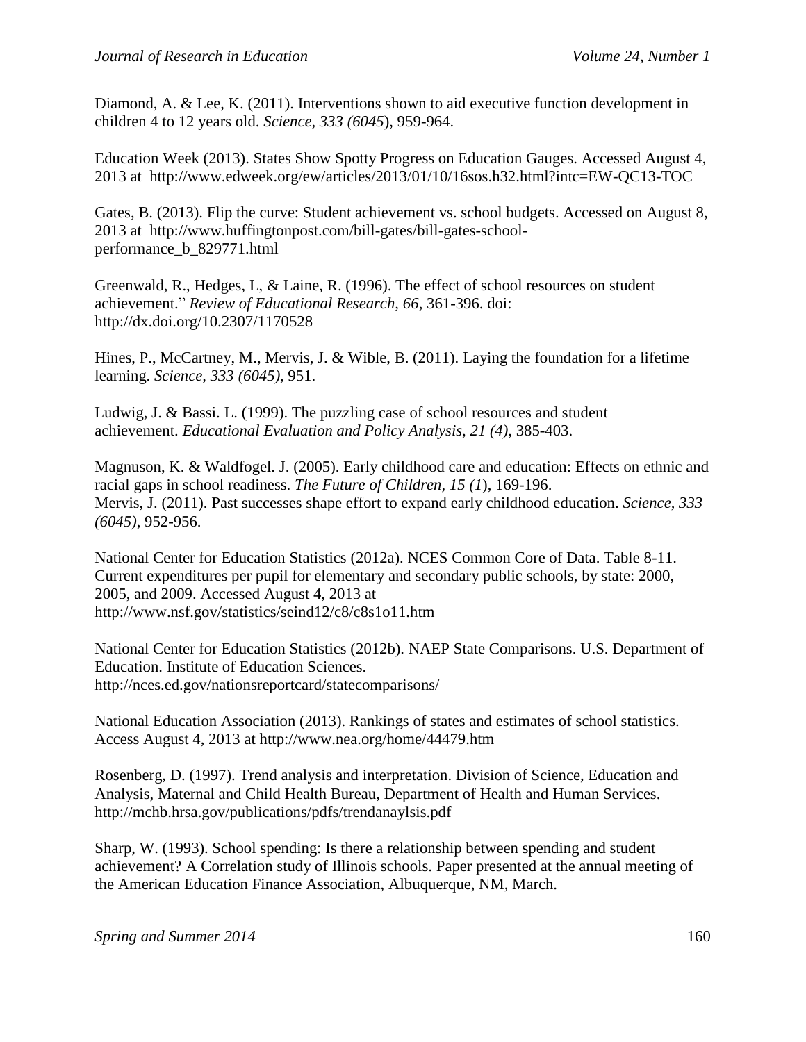Diamond, A. & Lee, K. (2011). Interventions shown to aid executive function development in children 4 to 12 years old. *Science, 333 (6045*), 959-964.

Education Week (2013). States Show Spotty Progress on Education Gauges. Accessed August 4, 2013 at http://www.edweek.org/ew/articles/2013/01/10/16sos.h32.html?intc=EW-QC13-TOC

Gates, B. (2013). Flip the curve: Student achievement vs. school budgets. Accessed on August 8, 2013 at http://www.huffingtonpost.com/bill-gates/bill-gates-school-performance_b_829771.html

Greenwald, R., Hedges, L, & Laine, R. (1996). The effect of school resources on student achievement." *Review of Educational Research, 66*, 361-396. doi: http://dx.doi.org/10.2307/1170528

Hines, P., McCartney, M., Mervis, J. & Wible, B. (2011). Laying the foundation for a lifetime learning. *Science, 333 (6045)*, 951.

Ludwig, J. & Bassi. L. (1999). The puzzling case of school resources and student achievement. *Educational Evaluation and Policy Analysis, 21 (4)*, 385-403.

Magnuson, K. & Waldfogel. J. (2005). Early childhood care and education: Effects on ethnic and racial gaps in school readiness. *The Future of Children, 15 (1*), 169-196.
Mervis, J. (2011). Past successes shape effort to expand early childhood education. *Science, 333 (6045)*, 952-956.

National Center for Education Statistics (2012a). NCES Common Core of Data. Table 8-11. Current expenditures per pupil for elementary and secondary public schools, by state: 2000, 2005, and 2009. Accessed August 4, 2013 at http://www.nsf.gov/statistics/seind12/c8/c8s1o11.htm

National Center for Education Statistics (2012b). NAEP State Comparisons. U.S. Department of Education. Institute of Education Sciences. http://nces.ed.gov/nationsreportcard/statecomparisons/

National Education Association (2013). Rankings of states and estimates of school statistics. Access August 4, 2013 at http://www.nea.org/home/44479.htm

Rosenberg, D. (1997). Trend analysis and interpretation. Division of Science, Education and Analysis, Maternal and Child Health Bureau, Department of Health and Human Services. http://mchb.hrsa.gov/publications/pdfs/trendanaylsis.pdf

Sharp, W. (1993). School spending: Is there a relationship between spending and student achievement? A Correlation study of Illinois schools. Paper presented at the annual meeting of the American Education Finance Association, Albuquerque, NM, March.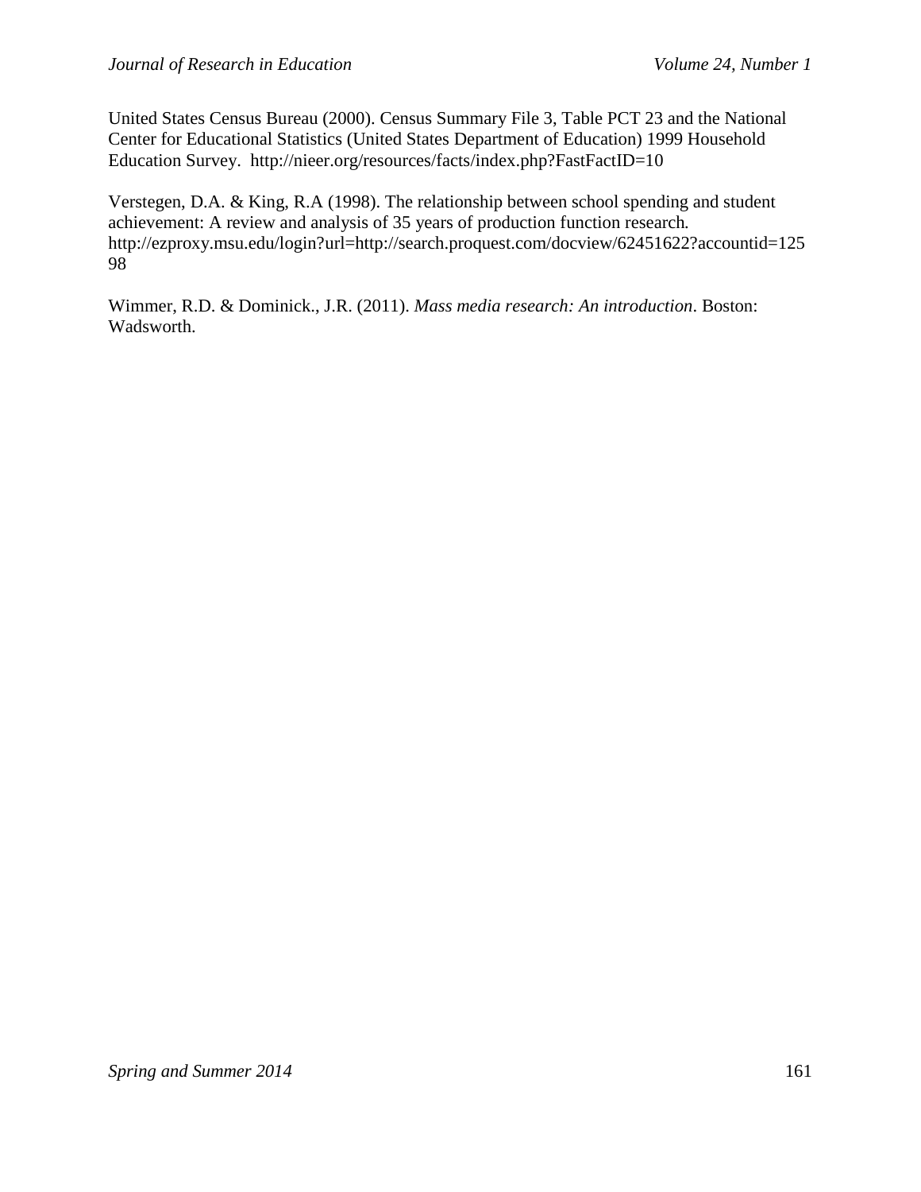United States Census Bureau (2000). Census Summary File 3, Table PCT 23 and the National Center for Educational Statistics (United States Department of Education) 1999 Household Education Survey. http://nieer.org/resources/facts/index.php?FastFactID=10

Verstegen, D.A. & King, R.A (1998). The relationship between school spending and student achievement: A review and analysis of 35 years of production function research. http://ezproxy.msu.edu/login?url=http://search.proquest.com/docview/62451622?accountid=12598

Wimmer, R.D. & Dominick., J.R. (2011). *Mass media research: An introduction*. Boston: Wadsworth.